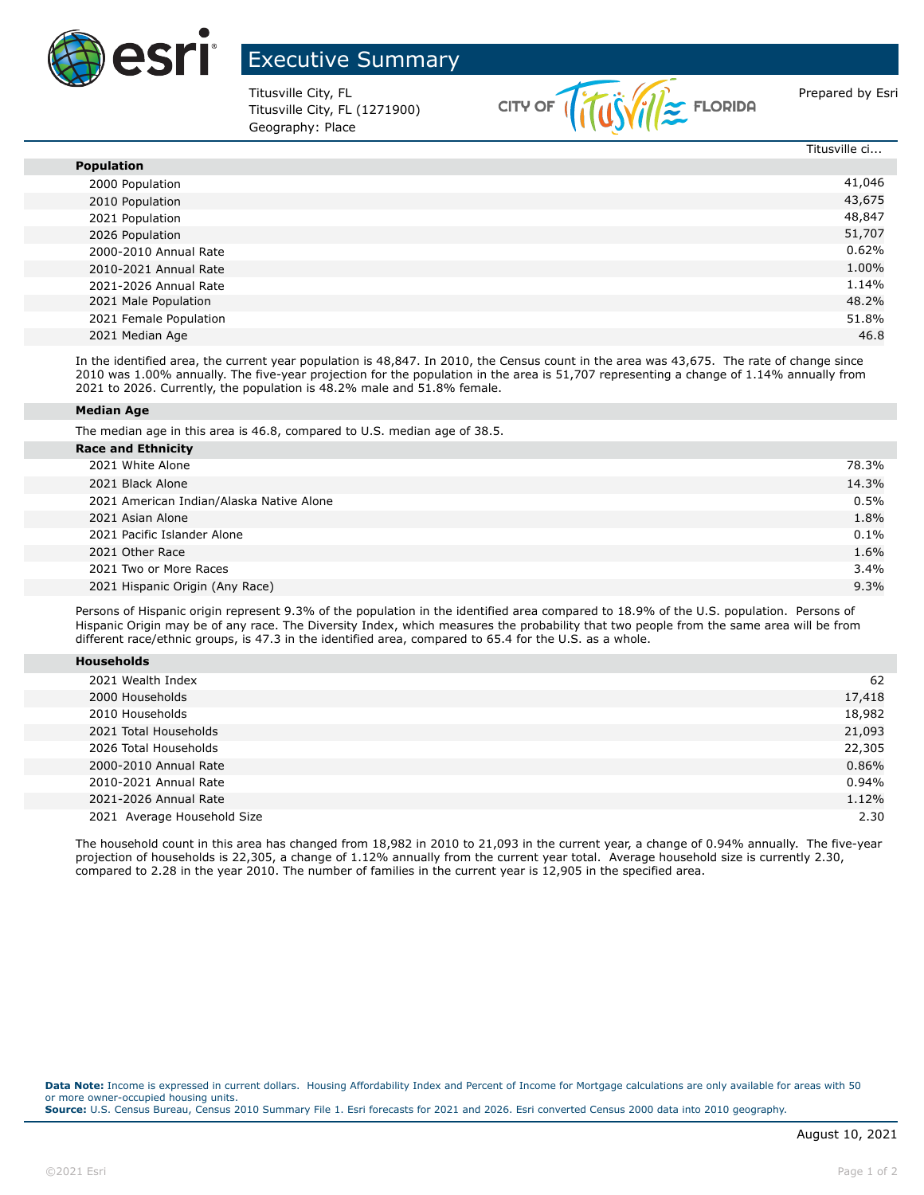# Executive Summary

Titusville City, FL
Titusville City, FL (1271900)
Geography: Place

Prepared by Esri

| | Titusville ci... |
|---|---|
| **Population** | |
| 2000 Population | 41,046 |
| 2010 Population | 43,675 |
| 2021 Population | 48,847 |
| 2026 Population | 51,707 |
| 2000-2010 Annual Rate | 0.62% |
| 2010-2021 Annual Rate | 1.00% |
| 2021-2026 Annual Rate | 1.14% |
| 2021 Male Population | 48.2% |
| 2021 Female Population | 51.8% |
| 2021 Median Age | 46.8 |

In the identified area, the current year population is 48,847. In 2010, the Census count in the area was 43,675. The rate of change since 2010 was 1.00% annually. The five-year projection for the population in the area is 51,707 representing a change of 1.14% annually from 2021 to 2026. Currently, the population is 48.2% male and 51.8% female.

**Median Age**

The median age in this area is 46.8, compared to U.S. median age of 38.5.

| **Race and Ethnicity** | |
|---|---|
| 2021 White Alone | 78.3% |
| 2021 Black Alone | 14.3% |
| 2021 American Indian/Alaska Native Alone | 0.5% |
| 2021 Asian Alone | 1.8% |
| 2021 Pacific Islander Alone | 0.1% |
| 2021 Other Race | 1.6% |
| 2021 Two or More Races | 3.4% |
| 2021 Hispanic Origin (Any Race) | 9.3% |

Persons of Hispanic origin represent 9.3% of the population in the identified area compared to 18.9% of the U.S. population. Persons of Hispanic Origin may be of any race. The Diversity Index, which measures the probability that two people from the same area will be from different race/ethnic groups, is 47.3 in the identified area, compared to 65.4 for the U.S. as a whole.

| **Households** | |
|---|---|
| 2021 Wealth Index | 62 |
| 2000 Households | 17,418 |
| 2010 Households | 18,982 |
| 2021 Total Households | 21,093 |
| 2026 Total Households | 22,305 |
| 2000-2010 Annual Rate | 0.86% |
| 2010-2021 Annual Rate | 0.94% |
| 2021-2026 Annual Rate | 1.12% |
| 2021 Average Household Size | 2.30 |

The household count in this area has changed from 18,982 in 2010 to 21,093 in the current year, a change of 0.94% annually. The five-year projection of households is 22,305, a change of 1.12% annually from the current year total. Average household size is currently 2.30, compared to 2.28 in the year 2010. The number of families in the current year is 12,905 in the specified area.

**Data Note:** Income is expressed in current dollars. Housing Affordability Index and Percent of Income for Mortgage calculations are only available for areas with 50 or more owner-occupied housing units.
**Source:** U.S. Census Bureau, Census 2010 Summary File 1. Esri forecasts for 2021 and 2026. Esri converted Census 2000 data into 2010 geography.

August 10, 2021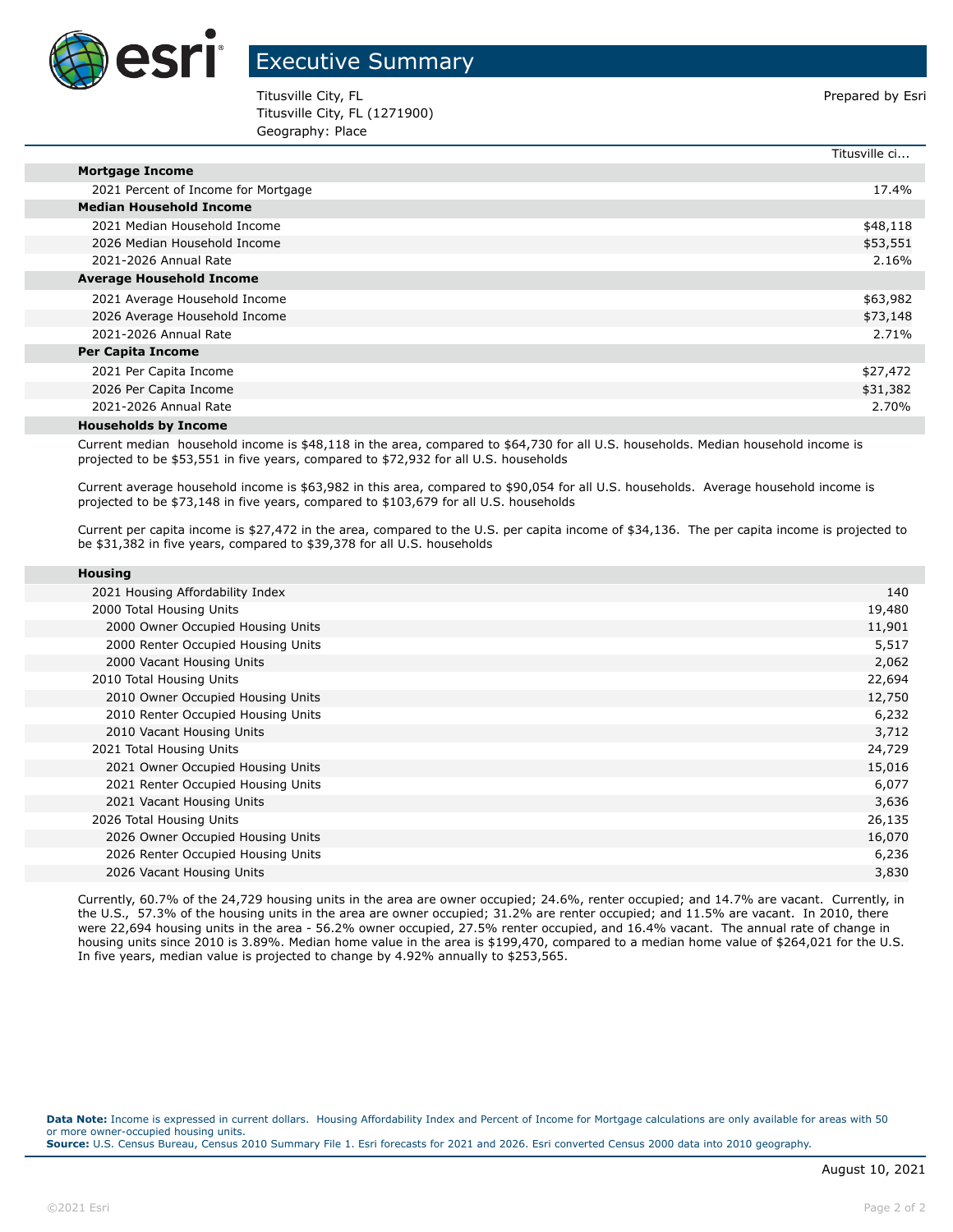# Executive Summary

Titusville City, FL
Titusville City, FL (1271900)
Geography: Place

Prepared by Esri

| | Titusville ci... |
|---|---|
| **Mortgage Income** | |
| 2021 Percent of Income for Mortgage | 17.4% |
| **Median Household Income** | |
| 2021 Median Household Income | $48,118 |
| 2026 Median Household Income | $53,551 |
| 2021-2026 Annual Rate | 2.16% |
| **Average Household Income** | |
| 2021 Average Household Income | $63,982 |
| 2026 Average Household Income | $73,148 |
| 2021-2026 Annual Rate | 2.71% |
| **Per Capita Income** | |
| 2021 Per Capita Income | $27,472 |
| 2026 Per Capita Income | $31,382 |
| 2021-2026 Annual Rate | 2.70% |

**Households by Income**

Current median household income is $48,118 in the area, compared to $64,730 for all U.S. households. Median household income is projected to be $53,551 in five years, compared to $72,932 for all U.S. households

Current average household income is $63,982 in this area, compared to $90,054 for all U.S. households. Average household income is projected to be $73,148 in five years, compared to $103,679 for all U.S. households

Current per capita income is $27,472 in the area, compared to the U.S. per capita income of $34,136. The per capita income is projected to be $31,382 in five years, compared to $39,378 for all U.S. households

| | |
|---|---|
| **Housing** | |
| 2021 Housing Affordability Index | 140 |
| 2000 Total Housing Units | 19,480 |
| 2000 Owner Occupied Housing Units | 11,901 |
| 2000 Renter Occupied Housing Units | 5,517 |
| 2000 Vacant Housing Units | 2,062 |
| 2010 Total Housing Units | 22,694 |
| 2010 Owner Occupied Housing Units | 12,750 |
| 2010 Renter Occupied Housing Units | 6,232 |
| 2010 Vacant Housing Units | 3,712 |
| 2021 Total Housing Units | 24,729 |
| 2021 Owner Occupied Housing Units | 15,016 |
| 2021 Renter Occupied Housing Units | 6,077 |
| 2021 Vacant Housing Units | 3,636 |
| 2026 Total Housing Units | 26,135 |
| 2026 Owner Occupied Housing Units | 16,070 |
| 2026 Renter Occupied Housing Units | 6,236 |
| 2026 Vacant Housing Units | 3,830 |

Currently, 60.7% of the 24,729 housing units in the area are owner occupied; 24.6%, renter occupied; and 14.7% are vacant. Currently, in the U.S., 57.3% of the housing units in the area are owner occupied; 31.2% are renter occupied; and 11.5% are vacant. In 2010, there were 22,694 housing units in the area - 56.2% owner occupied, 27.5% renter occupied, and 16.4% vacant. The annual rate of change in housing units since 2010 is 3.89%. Median home value in the area is $199,470, compared to a median home value of $264,021 for the U.S. In five years, median value is projected to change by 4.92% annually to $253,565.

**Data Note:** Income is expressed in current dollars. Housing Affordability Index and Percent of Income for Mortgage calculations are only available for areas with 50 or more owner-occupied housing units.
**Source:** U.S. Census Bureau, Census 2010 Summary File 1. Esri forecasts for 2021 and 2026. Esri converted Census 2000 data into 2010 geography.

August 10, 2021

©2021 Esri